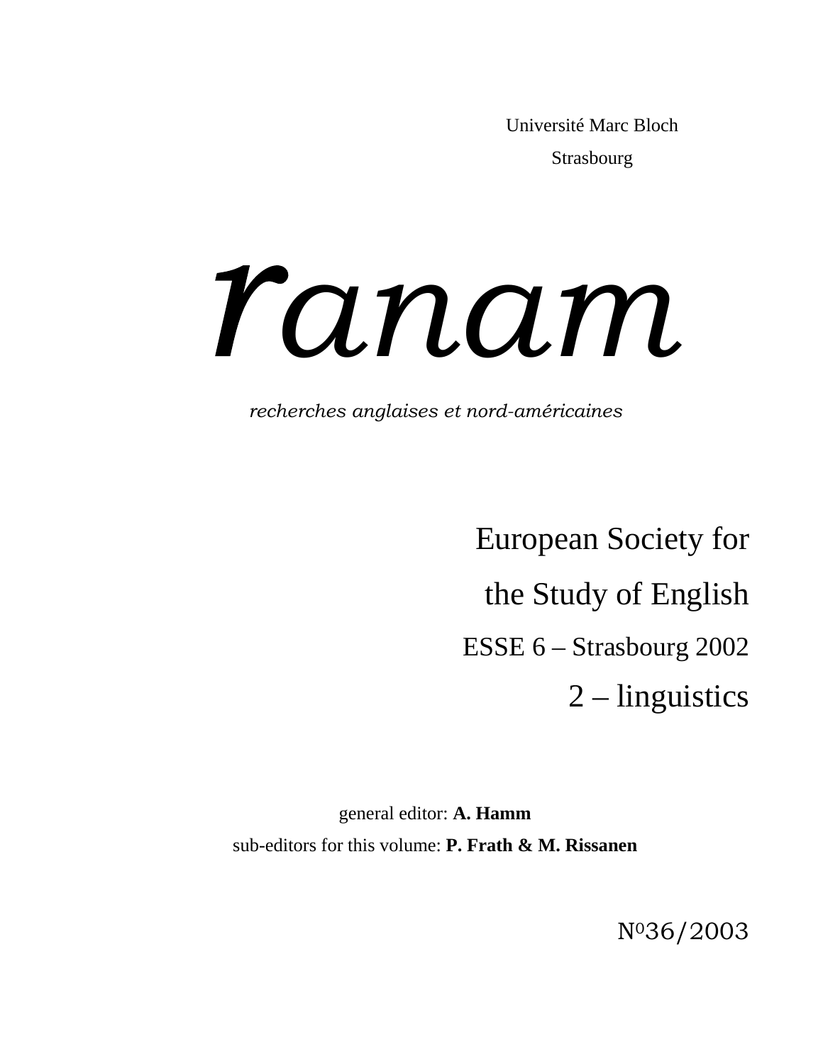Université Marc Bloch

Strasbourg

# ranam

*recherches anglaises et nord-américaines*

## European Society for the Study of English

ESSE 6 – Strasbourg 2002

## 2 – linguistics

general editor: **A. Hamm**

sub-editors for this volume: **P. Frath & M. Rissanen**

N° 36/2003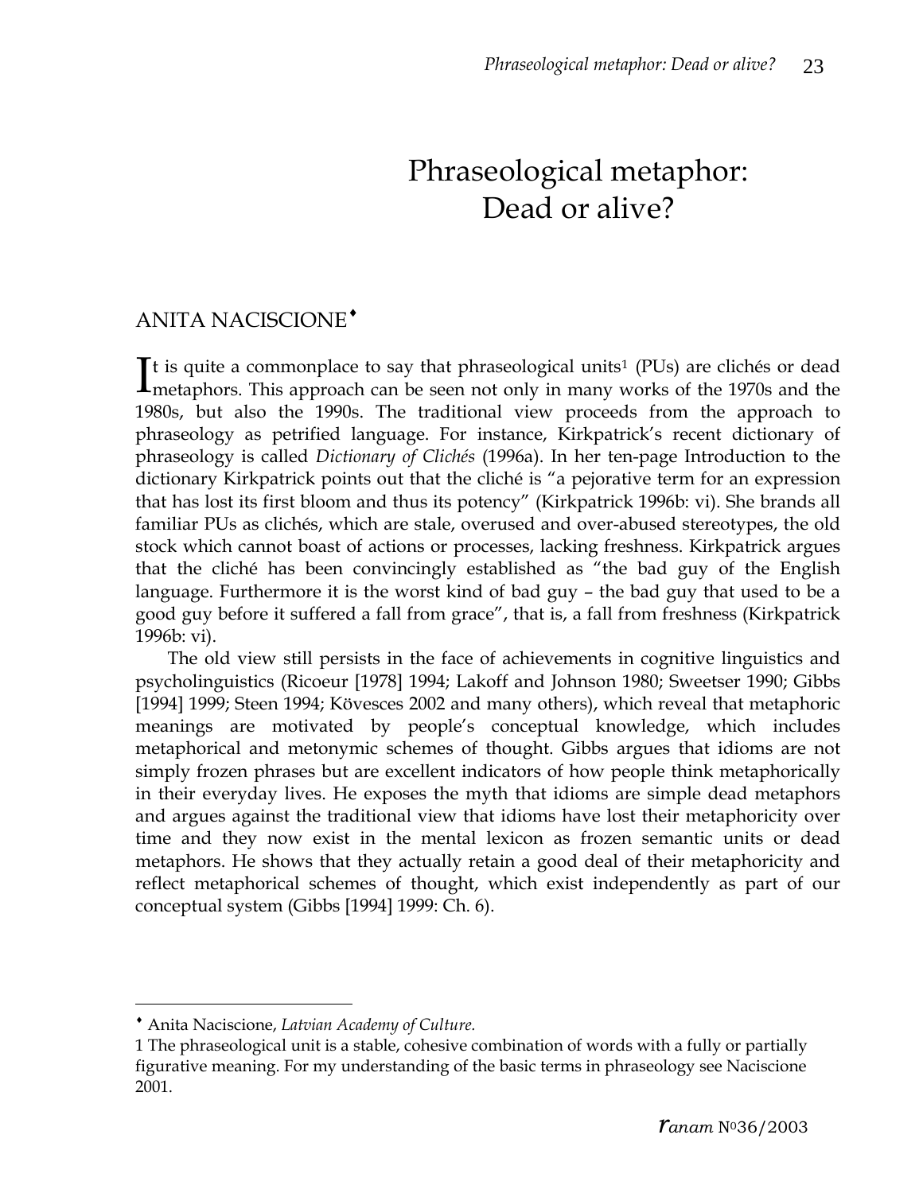# Phraseological metaphor: Dead or alive?

ANITA NACISCIONE[♦]

It is quite a commonplace to say that phraseological units[1] (PUs) are clichés or dead metaphors. This approach can be seen not only in many works of the 1970s and the 1980s, but also the 1990s. The traditional view proceeds from the approach to phraseology as petrified language. For instance, Kirkpatrick's recent dictionary of phraseology is called *Dictionary of Clichés* (1996a). In her ten-page Introduction to the dictionary Kirkpatrick points out that the cliché is "a pejorative term for an expression that has lost its first bloom and thus its potency" (Kirkpatrick 1996b: vi). She brands all familiar PUs as clichés, which are stale, overused and over-abused stereotypes, the old stock which cannot boast of actions or processes, lacking freshness. Kirkpatrick argues that the cliché has been convincingly established as "the bad guy of the English language. Furthermore it is the worst kind of bad guy – the bad guy that used to be a good guy before it suffered a fall from grace", that is, a fall from freshness (Kirkpatrick 1996b: vi).

The old view still persists in the face of achievements in cognitive linguistics and psycholinguistics (Ricoeur [1978] 1994; Lakoff and Johnson 1980; Sweetser 1990; Gibbs [1994] 1999; Steen 1994; Kövesces 2002 and many others), which reveal that metaphoric meanings are motivated by people's conceptual knowledge, which includes metaphorical and metonymic schemes of thought. Gibbs argues that idioms are not simply frozen phrases but are excellent indicators of how people think metaphorically in their everyday lives. He exposes the myth that idioms are simple dead metaphors and argues against the traditional view that idioms have lost their metaphoricity over time and they now exist in the mental lexicon as frozen semantic units or dead metaphors. He shows that they actually retain a good deal of their metaphoricity and reflect metaphorical schemes of thought, which exist independently as part of our conceptual system (Gibbs [1994] 1999: Ch. 6).

---

♦ Anita Naciscione, *Latvian Academy of Culture.*

1 The phraseological unit is a stable, cohesive combination of words with a fully or partially figurative meaning. For my understanding of the basic terms in phraseology see Naciscione 2001.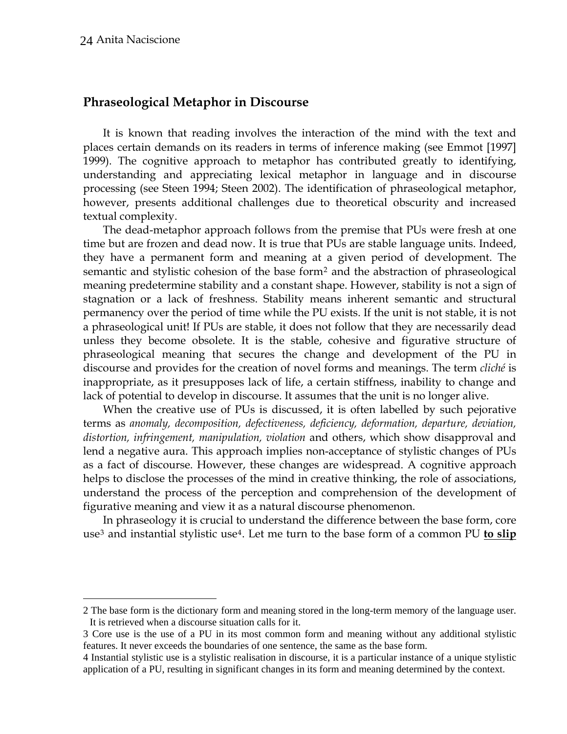## Phraseological Metaphor in Discourse

It is known that reading involves the interaction of the mind with the text and places certain demands on its readers in terms of inference making (see Emmot [1997] 1999). The cognitive approach to metaphor has contributed greatly to identifying, understanding and appreciating lexical metaphor in language and in discourse processing (see Steen 1994; Steen 2002). The identification of phraseological metaphor, however, presents additional challenges due to theoretical obscurity and increased textual complexity.

The dead-metaphor approach follows from the premise that PUs were fresh at one time but are frozen and dead now. It is true that PUs are stable language units. Indeed, they have a permanent form and meaning at a given period of development. The semantic and stylistic cohesion of the base form[2] and the abstraction of phraseological meaning predetermine stability and a constant shape. However, stability is not a sign of stagnation or a lack of freshness. Stability means inherent semantic and structural permanency over the period of time while the PU exists. If the unit is not stable, it is not a phraseological unit! If PUs are stable, it does not follow that they are necessarily dead unless they become obsolete. It is the stable, cohesive and figurative structure of phraseological meaning that secures the change and development of the PU in discourse and provides for the creation of novel forms and meanings. The term *cliché* is inappropriate, as it presupposes lack of life, a certain stiffness, inability to change and lack of potential to develop in discourse. It assumes that the unit is no longer alive.

When the creative use of PUs is discussed, it is often labelled by such pejorative terms as *anomaly, decomposition, defectiveness, deficiency, deformation, departure, deviation, distortion, infringement, manipulation, violation* and others, which show disapproval and lend a negative aura. This approach implies non-acceptance of stylistic changes of PUs as a fact of discourse. However, these changes are widespread. A cognitive approach helps to disclose the processes of the mind in creative thinking, the role of associations, understand the process of the perception and comprehension of the development of figurative meaning and view it as a natural discourse phenomenon.

In phraseology it is crucial to understand the difference between the base form, core use[3] and instantial stylistic use[4]. Let me turn to the base form of a common PU **to slip**

---

[2] The base form is the dictionary form and meaning stored in the long-term memory of the language user. It is retrieved when a discourse situation calls for it.

[3] Core use is the use of a PU in its most common form and meaning without any additional stylistic features. It never exceeds the boundaries of one sentence, the same as the base form.

[4] Instantial stylistic use is a stylistic realisation in discourse, it is a particular instance of a unique stylistic application of a PU, resulting in significant changes in its form and meaning determined by the context.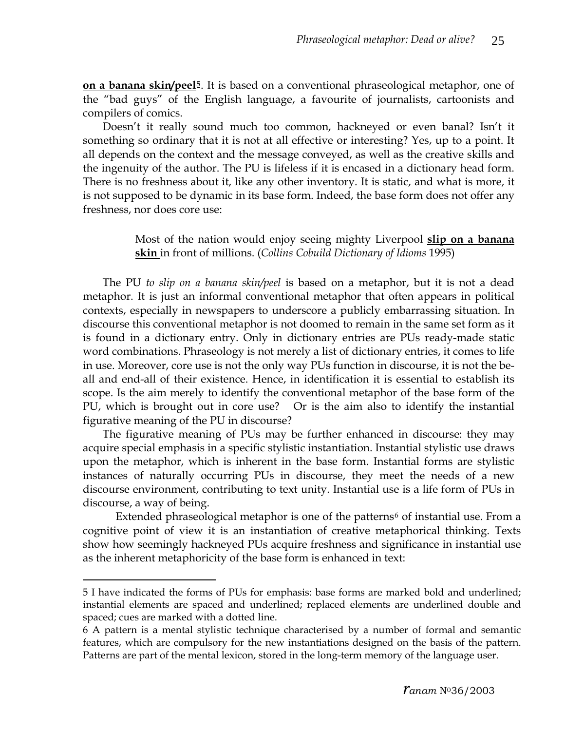**on a banana skin/peel**[5]. It is based on a conventional phraseological metaphor, one of the "bad guys" of the English language, a favourite of journalists, cartoonists and compilers of comics.

Doesn't it really sound much too common, hackneyed or even banal? Isn't it something so ordinary that it is not at all effective or interesting? Yes, up to a point. It all depends on the context and the message conveyed, as well as the creative skills and the ingenuity of the author. The PU is lifeless if it is encased in a dictionary head form. There is no freshness about it, like any other inventory. It is static, and what is more, it is not supposed to be dynamic in its base form. Indeed, the base form does not offer any freshness, nor does core use:

> Most of the nation would enjoy seeing mighty Liverpool **slip on a banana skin** in front of millions. (*Collins Cobuild Dictionary of Idioms* 1995)

The PU *to slip on a banana skin/peel* is based on a metaphor, but it is not a dead metaphor. It is just an informal conventional metaphor that often appears in political contexts, especially in newspapers to underscore a publicly embarrassing situation. In discourse this conventional metaphor is not doomed to remain in the same set form as it is found in a dictionary entry. Only in dictionary entries are PUs ready-made static word combinations. Phraseology is not merely a list of dictionary entries, it comes to life in use. Moreover, core use is not the only way PUs function in discourse, it is not the be-all and end-all of their existence. Hence, in identification it is essential to establish its scope. Is the aim merely to identify the conventional metaphor of the base form of the PU, which is brought out in core use? Or is the aim also to identify the instantial figurative meaning of the PU in discourse?

The figurative meaning of PUs may be further enhanced in discourse: they may acquire special emphasis in a specific stylistic instantiation. Instantial stylistic use draws upon the metaphor, which is inherent in the base form. Instantial forms are stylistic instances of naturally occurring PUs in discourse, they meet the needs of a new discourse environment, contributing to text unity. Instantial use is a life form of PUs in discourse, a way of being.

Extended phraseological metaphor is one of the patterns[6] of instantial use. From a cognitive point of view it is an instantiation of creative metaphorical thinking. Texts show how seemingly hackneyed PUs acquire freshness and significance in instantial use as the inherent metaphoricity of the base form is enhanced in text:

---

5 I have indicated the forms of PUs for emphasis: base forms are marked bold and underlined; instantial elements are spaced and underlined; replaced elements are underlined double and spaced; cues are marked with a dotted line.

6 A pattern is a mental stylistic technique characterised by a number of formal and semantic features, which are compulsory for the new instantiations designed on the basis of the pattern. Patterns are part of the mental lexicon, stored in the long-term memory of the language user.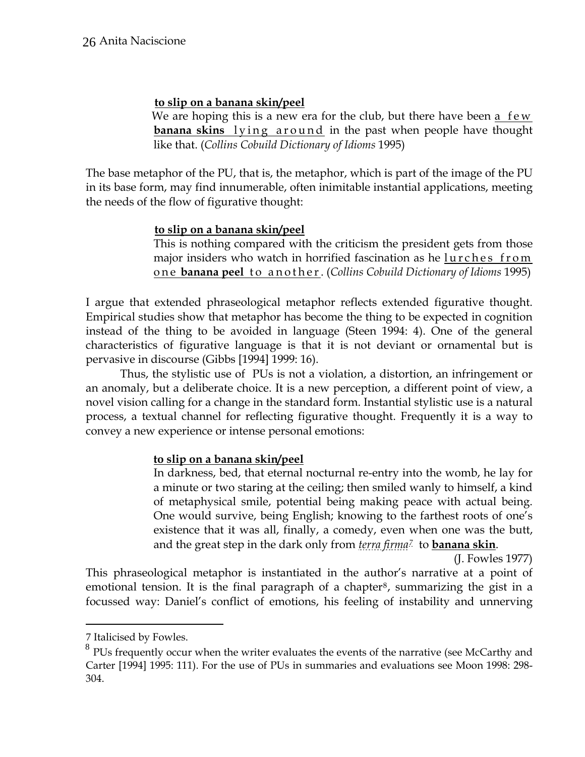**to slip on a banana skin/peel**

We are hoping this is a new era for the club, but there have been a few **banana skins** lying around in the past when people have thought like that. (*Collins Cobuild Dictionary of Idioms* 1995)

The base metaphor of the PU, that is, the metaphor, which is part of the image of the PU in its base form, may find innumerable, often inimitable instantial applications, meeting the needs of the flow of figurative thought:

**to slip on a banana skin/peel**

This is nothing compared with the criticism the president gets from those major insiders who watch in horrified fascination as he lurches from one **banana peel** to another. (*Collins Cobuild Dictionary of Idioms* 1995)

I argue that extended phraseological metaphor reflects extended figurative thought. Empirical studies show that metaphor has become the thing to be expected in cognition instead of the thing to be avoided in language (Steen 1994: 4). One of the general characteristics of figurative language is that it is not deviant or ornamental but is pervasive in discourse (Gibbs [1994] 1999: 16).

Thus, the stylistic use of PUs is not a violation, a distortion, an infringement or an anomaly, but a deliberate choice. It is a new perception, a different point of view, a novel vision calling for a change in the standard form. Instantial stylistic use is a natural process, a textual channel for reflecting figurative thought. Frequently it is a way to convey a new experience or intense personal emotions:

**to slip on a banana skin/peel**

In darkness, bed, that eternal nocturnal re-entry into the womb, he lay for a minute or two staring at the ceiling; then smiled wanly to himself, a kind of metaphysical smile, potential being making peace with actual being. One would survive, being English; knowing to the farthest roots of one's existence that it was all, finally, a comedy, even when one was the butt, and the great step in the dark only from *terra firma*[7] to **banana skin**.

(J. Fowles 1977)

This phraseological metaphor is instantiated in the author's narrative at a point of emotional tension. It is the final paragraph of a chapter[8], summarizing the gist in a focussed way: Daniel's conflict of emotions, his feeling of instability and unnerving

---

7 Italicised by Fowles.

8 PUs frequently occur when the writer evaluates the events of the narrative (see McCarthy and Carter [1994] 1995: 111). For the use of PUs in summaries and evaluations see Moon 1998: 298-304.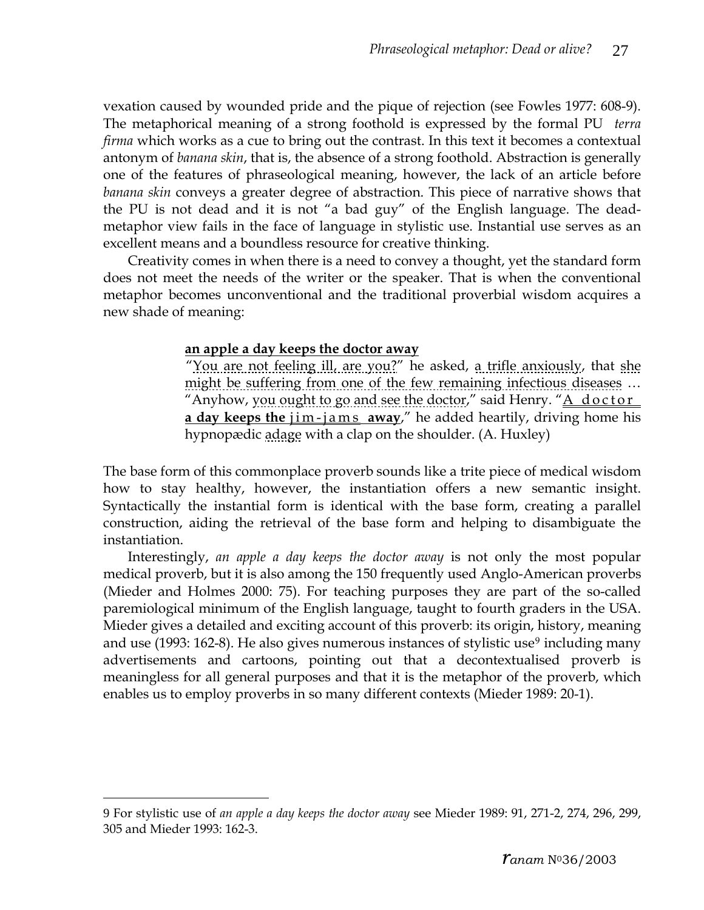vexation caused by wounded pride and the pique of rejection (see Fowles 1977: 608-9). The metaphorical meaning of a strong foothold is expressed by the formal PU *terra firma* which works as a cue to bring out the contrast. In this text it becomes a contextual antonym of *banana skin*, that is, the absence of a strong foothold. Abstraction is generally one of the features of phraseological meaning, however, the lack of an article before *banana skin* conveys a greater degree of abstraction. This piece of narrative shows that the PU is not dead and it is not "a bad guy" of the English language. The dead-metaphor view fails in the face of language in stylistic use. Instantial use serves as an excellent means and a boundless resource for creative thinking.

Creativity comes in when there is a need to convey a thought, yet the standard form does not meet the needs of the writer or the speaker. That is when the conventional metaphor becomes unconventional and the traditional proverbial wisdom acquires a new shade of meaning:

> **an apple a day keeps the doctor away**
>
> "You are not feeling ill, are you?" he asked, a trifle anxiously, that she might be suffering from one of the few remaining infectious diseases … "Anyhow, you ought to go and see the doctor," said Henry. "A doctor **a day keeps the** jim-jams **away**," he added heartily, driving home his hypnopædic adage with a clap on the shoulder. (A. Huxley)

The base form of this commonplace proverb sounds like a trite piece of medical wisdom how to stay healthy, however, the instantiation offers a new semantic insight. Syntactically the instantial form is identical with the base form, creating a parallel construction, aiding the retrieval of the base form and helping to disambiguate the instantiation.

Interestingly, *an apple a day keeps the doctor away* is not only the most popular medical proverb, but it is also among the 150 frequently used Anglo-American proverbs (Mieder and Holmes 2000: 75). For teaching purposes they are part of the so-called paremiological minimum of the English language, taught to fourth graders in the USA. Mieder gives a detailed and exciting account of this proverb: its origin, history, meaning and use (1993: 162-8). He also gives numerous instances of stylistic use[9] including many advertisements and cartoons, pointing out that a decontextualised proverb is meaningless for all general purposes and that it is the metaphor of the proverb, which enables us to employ proverbs in so many different contexts (Mieder 1989: 20-1).

---

9 For stylistic use of *an apple a day keeps the doctor away* see Mieder 1989: 91, 271-2, 274, 296, 299, 305 and Mieder 1993: 162-3.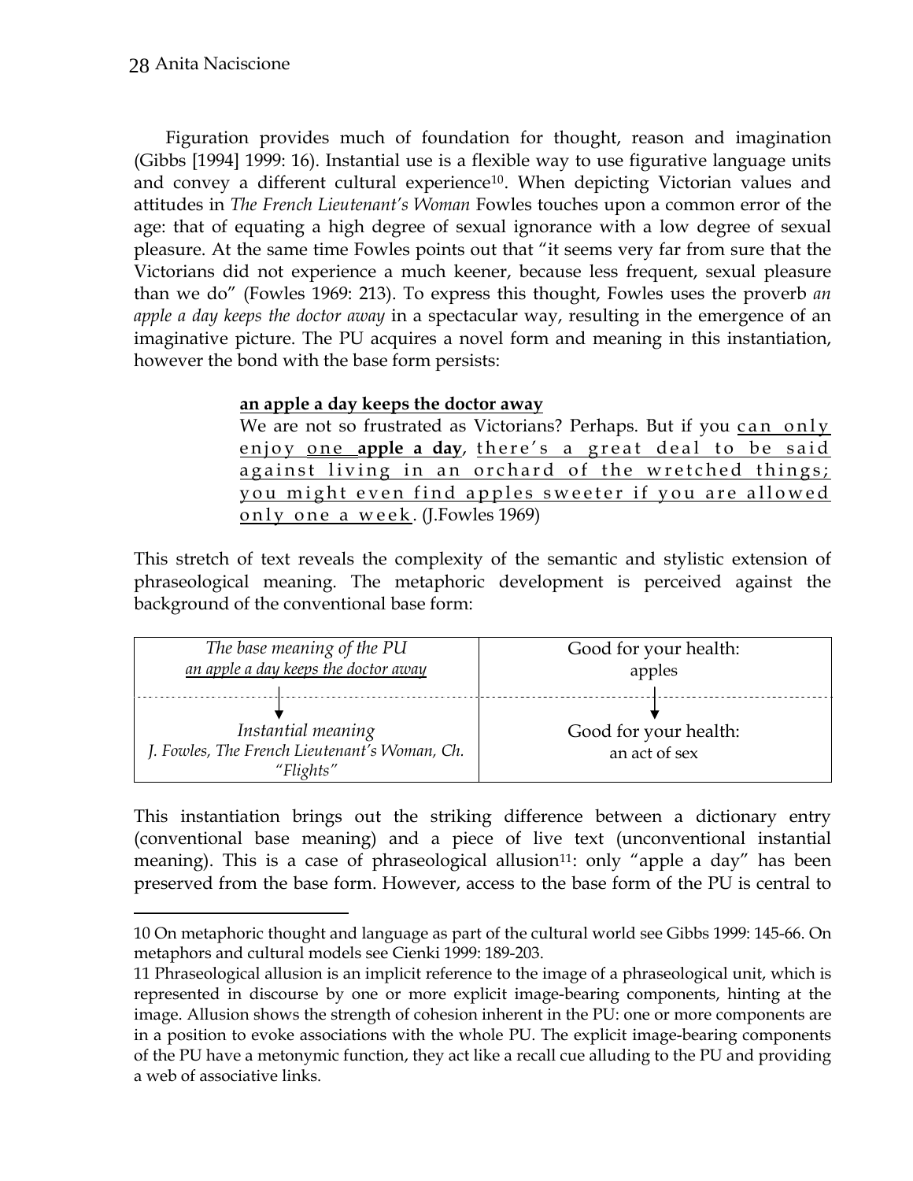Figuration provides much of foundation for thought, reason and imagination (Gibbs [1994] 1999: 16). Instantial use is a flexible way to use figurative language units and convey a different cultural experience[10]. When depicting Victorian values and attitudes in *The French Lieutenant's Woman* Fowles touches upon a common error of the age: that of equating a high degree of sexual ignorance with a low degree of sexual pleasure. At the same time Fowles points out that "it seems very far from sure that the Victorians did not experience a much keener, because less frequent, sexual pleasure than we do" (Fowles 1969: 213). To express this thought, Fowles uses the proverb *an apple a day keeps the doctor away* in a spectacular way, resulting in the emergence of an imaginative picture. The PU acquires a novel form and meaning in this instantiation, however the bond with the base form persists:

> **an apple a day keeps the doctor away**
>
> We are not so frustrated as Victorians? Perhaps. But if you can only enjoy one **apple a day**, there's a great deal to be said against living in an orchard of the wretched things; you might even find apples sweeter if you are allowed only one a week. (J.Fowles 1969)

This stretch of text reveals the complexity of the semantic and stylistic extension of phraseological meaning. The metaphoric development is perceived against the background of the conventional base form:

| *The base meaning of the PU* *an apple a day keeps the doctor away* | Good for your health: apples |
|---|---|
| ↓ | ↓ |
| *Instantial meaning* *J. Fowles, The French Lieutenant's Woman, Ch. "Flights"* | Good for your health: an act of sex |

This instantiation brings out the striking difference between a dictionary entry (conventional base meaning) and a piece of live text (unconventional instantial meaning). This is a case of phraseological allusion[11]: only "apple a day" has been preserved from the base form. However, access to the base form of the PU is central to

---

10 On metaphoric thought and language as part of the cultural world see Gibbs 1999: 145-66. On metaphors and cultural models see Cienki 1999: 189-203.

11 Phraseological allusion is an implicit reference to the image of a phraseological unit, which is represented in discourse by one or more explicit image-bearing components, hinting at the image. Allusion shows the strength of cohesion inherent in the PU: one or more components are in a position to evoke associations with the whole PU. The explicit image-bearing components of the PU have a metonymic function, they act like a recall cue alluding to the PU and providing a web of associative links.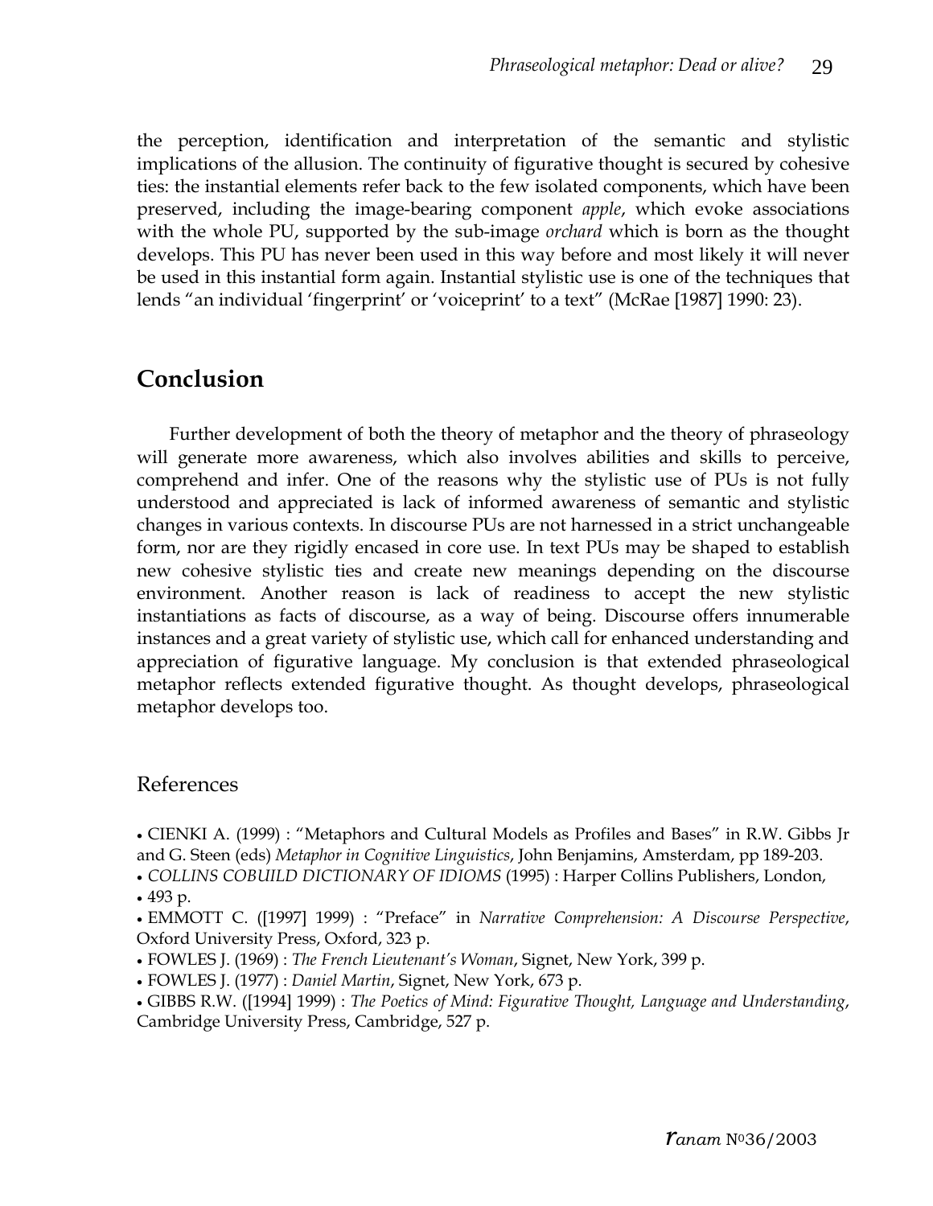the perception, identification and interpretation of the semantic and stylistic implications of the allusion. The continuity of figurative thought is secured by cohesive ties: the instantial elements refer back to the few isolated components, which have been preserved, including the image-bearing component *apple*, which evoke associations with the whole PU, supported by the sub-image *orchard* which is born as the thought develops. This PU has never been used in this way before and most likely it will never be used in this instantial form again. Instantial stylistic use is one of the techniques that lends "an individual 'fingerprint' or 'voiceprint' to a text" (McRae [1987] 1990: 23).

## Conclusion

Further development of both the theory of metaphor and the theory of phraseology will generate more awareness, which also involves abilities and skills to perceive, comprehend and infer. One of the reasons why the stylistic use of PUs is not fully understood and appreciated is lack of informed awareness of semantic and stylistic changes in various contexts. In discourse PUs are not harnessed in a strict unchangeable form, nor are they rigidly encased in core use. In text PUs may be shaped to establish new cohesive stylistic ties and create new meanings depending on the discourse environment. Another reason is lack of readiness to accept the new stylistic instantiations as facts of discourse, as a way of being. Discourse offers innumerable instances and a great variety of stylistic use, which call for enhanced understanding and appreciation of figurative language. My conclusion is that extended phraseological metaphor reflects extended figurative thought. As thought develops, phraseological metaphor develops too.

## References

- CIENKI A. (1999) : "Metaphors and Cultural Models as Profiles and Bases" in R.W. Gibbs Jr and G. Steen (eds) *Metaphor in Cognitive Linguistics*, John Benjamins, Amsterdam, pp 189-203.
- *COLLINS COBUILD DICTIONARY OF IDIOMS* (1995) : Harper Collins Publishers, London,
- 493 p.
- EMMOTT C. ([1997] 1999) : "Preface" in *Narrative Comprehension: A Discourse Perspective*, Oxford University Press, Oxford, 323 p.
- FOWLES J. (1969) : *The French Lieutenant's Woman*, Signet, New York, 399 p.
- FOWLES J. (1977) : *Daniel Martin*, Signet, New York, 673 p.
- GIBBS R.W. ([1994] 1999) : *The Poetics of Mind: Figurative Thought, Language and Understanding*, Cambridge University Press, Cambridge, 527 p.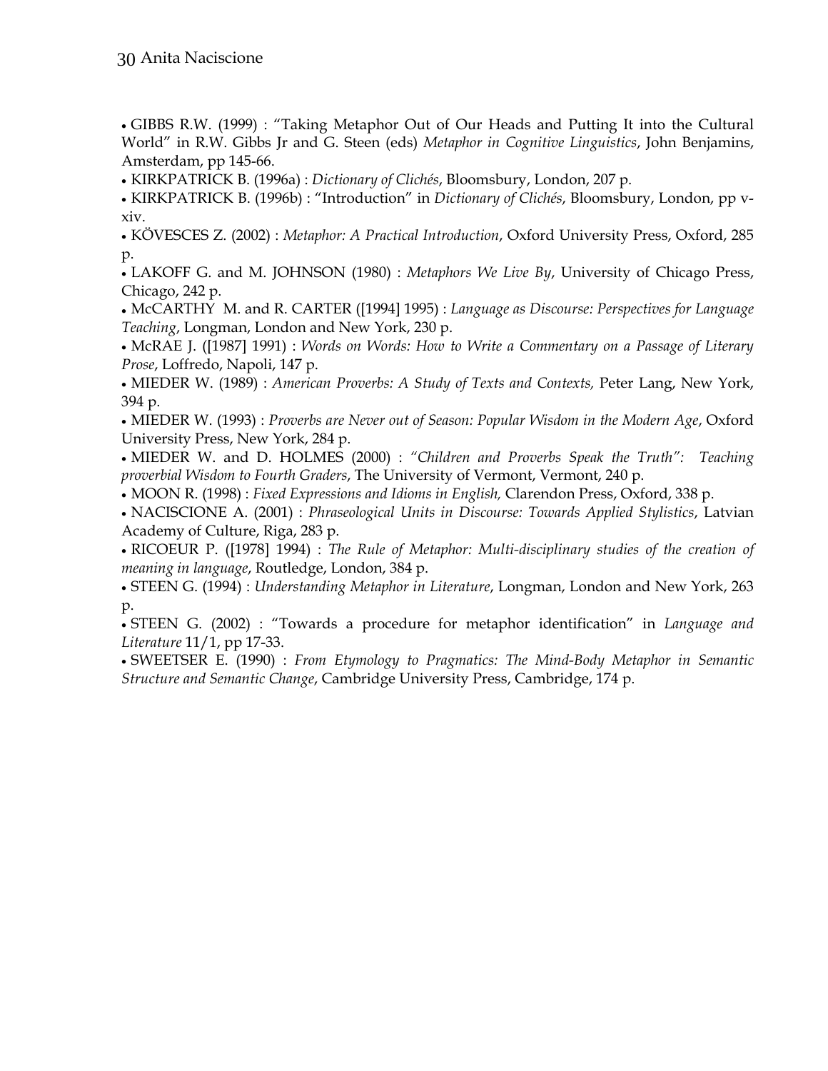- GIBBS R.W. (1999) : "Taking Metaphor Out of Our Heads and Putting It into the Cultural World" in R.W. Gibbs Jr and G. Steen (eds) *Metaphor in Cognitive Linguistics*, John Benjamins, Amsterdam, pp 145-66.
- KIRKPATRICK B. (1996a) : *Dictionary of Clichés*, Bloomsbury, London, 207 p.
- KIRKPATRICK B. (1996b) : "Introduction" in *Dictionary of Clichés*, Bloomsbury, London, pp v-xiv.
- KÖVESCES Z. (2002) : *Metaphor: A Practical Introduction*, Oxford University Press, Oxford, 285 p.
- LAKOFF G. and M. JOHNSON (1980) : *Metaphors We Live By*, University of Chicago Press, Chicago, 242 p.
- McCARTHY M. and R. CARTER ([1994] 1995) : *Language as Discourse: Perspectives for Language Teaching*, Longman, London and New York, 230 p.
- McRAE J. ([1987] 1991) : *Words on Words: How to Write a Commentary on a Passage of Literary Prose*, Loffredo, Napoli, 147 p.
- MIEDER W. (1989) : *American Proverbs: A Study of Texts and Contexts,* Peter Lang, New York, 394 p.
- MIEDER W. (1993) : *Proverbs are Never out of Season: Popular Wisdom in the Modern Age*, Oxford University Press, New York, 284 p.
- MIEDER W. and D. HOLMES (2000) : *"Children and Proverbs Speak the Truth": Teaching proverbial Wisdom to Fourth Graders*, The University of Vermont, Vermont, 240 p.
- MOON R. (1998) : *Fixed Expressions and Idioms in English,* Clarendon Press, Oxford, 338 p.
- NACISCIONE A. (2001) : *Phraseological Units in Discourse: Towards Applied Stylistics*, Latvian Academy of Culture, Riga, 283 p.
- RICOEUR P. ([1978] 1994) : *The Rule of Metaphor: Multi-disciplinary studies of the creation of meaning in language*, Routledge, London, 384 p.
- STEEN G. (1994) : *Understanding Metaphor in Literature*, Longman, London and New York, 263 p.
- STEEN G. (2002) : "Towards a procedure for metaphor identification" in *Language and Literature* 11/1, pp 17-33.
- SWEETSER E. (1990) : *From Etymology to Pragmatics: The Mind-Body Metaphor in Semantic Structure and Semantic Change*, Cambridge University Press, Cambridge, 174 p.